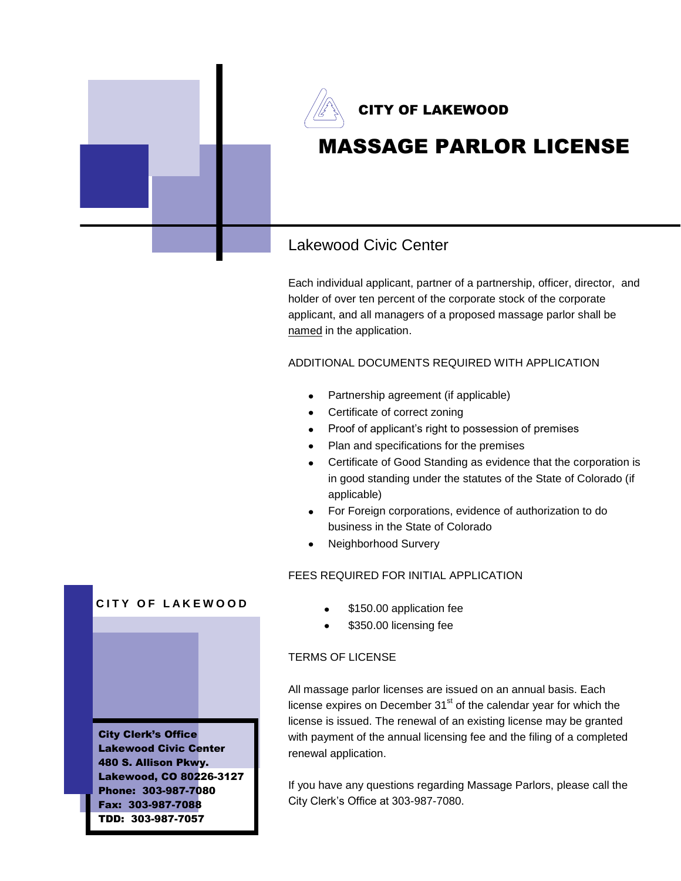# CITY OF LAKEWOOD

# MASSAGE PARLOR LICENSE

## Lakewood Civic Center

Each individual applicant, partner of a partnership, officer, director, and holder of over ten percent of the corporate stock of the corporate applicant, and all managers of a proposed massage parlor shall be named in the application.

ADDITIONAL DOCUMENTS REQUIRED WITH APPLICATION

- Partnership agreement (if applicable)
- Certificate of correct zoning
- Proof of applicant's right to possession of premises
- Plan and specifications for the premises
- Certificate of Good Standing as evidence that the corporation is in good standing under the statutes of the State of Colorado (if applicable)
- For Foreign corporations, evidence of authorization to do business in the State of Colorado
- Neighborhood Survery

FEES REQUIRED FOR INITIAL APPLICATION

- $150.00 application fee
- $350.00 licensing fee

TERMS OF LICENSE

All massage parlor licenses are issued on an annual basis. Each license expires on December 31st of the calendar year for which the license is issued. The renewal of an existing license may be granted with payment of the annual licensing fee and the filing of a completed renewal application.

If you have any questions regarding Massage Parlors, please call the City Clerk's Office at 303-987-7080.

**CITY OF LAKEWOOD**

**City Clerk's Office**
**Lakewood Civic Center**
**480 S. Allison Pkwy.**
**Lakewood, CO 80226-3127**
**Phone: 303-987-7080**
**Fax: 303-987-7088**
**TDD: 303-987-7057**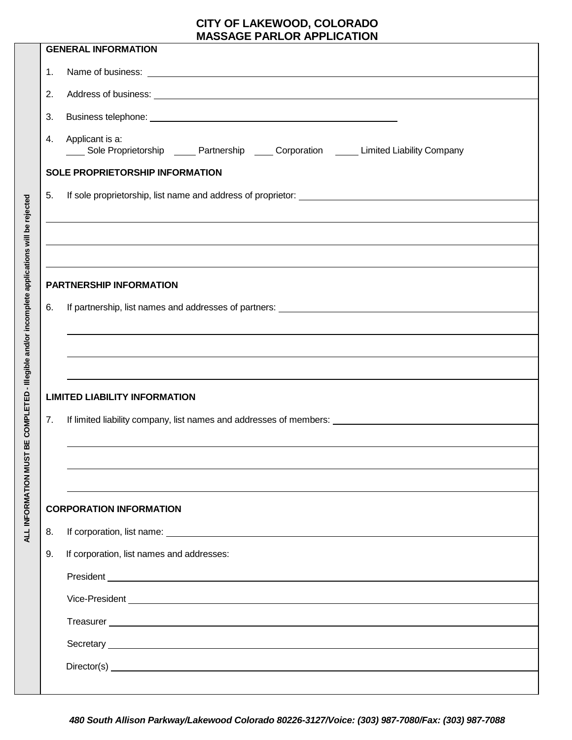# CITY OF LAKEWOOD, COLORADO
# MASSAGE PARLOR APPLICATION

ALL INFORMATION MUST BE COMPLETED - Illegible and/or incomplete applications will be rejected

## GENERAL INFORMATION

1. Name of business: ______________________________

2. Address of business: ______________________________

3. Business telephone: ______________________________

4. Applicant is a:
   ____ Sole Proprietorship ____ Partnership ____ Corporation ____ Limited Liability Company

## SOLE PROPRIETORSHIP INFORMATION

5. If sole proprietorship, list name and address of proprietor: ______________________________

______________________________

______________________________

______________________________

## PARTNERSHIP INFORMATION

6. If partnership, list names and addresses of partners: ______________________________

______________________________

______________________________

______________________________

## LIMITED LIABILITY INFORMATION

7. If limited liability company, list names and addresses of members: ______________________________

______________________________

______________________________

______________________________

## CORPORATION INFORMATION

8. If corporation, list name: ______________________________

9. If corporation, list names and addresses:

   President ______________________________

   Vice-President ______________________________

   Treasurer ______________________________

   Secretary ______________________________

   Director(s) ______________________________

*480 South Allison Parkway/Lakewood Colorado 80226-3127/Voice: (303) 987-7080/Fax: (303) 987-7088*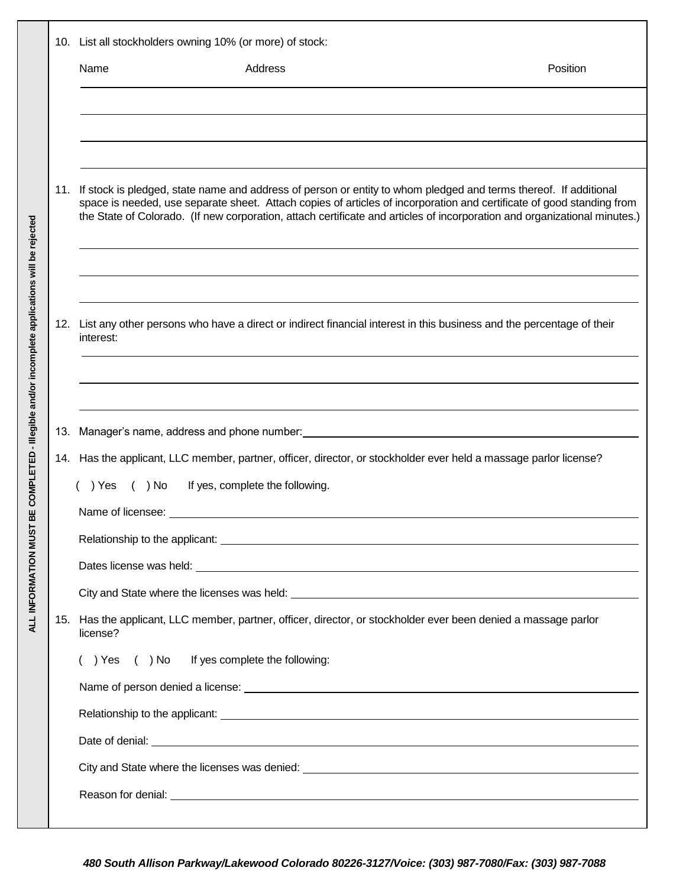ALL INFORMATION MUST BE COMPLETED - Illegible and/or incomplete applications will be rejected

10. List all stockholders owning 10% (or more) of stock:

| Name | Address | Position |
|---|---|---|
| | | |
| | | |
| | | |

11. If stock is pledged, state name and address of person or entity to whom pledged and terms thereof. If additional space is needed, use separate sheet. Attach copies of articles of incorporation and certificate of good standing from the State of Colorado. (If new corporation, attach certificate and articles of incorporation and organizational minutes.)

_______________________________________________

_______________________________________________

_______________________________________________

12. List any other persons who have a direct or indirect financial interest in this business and the percentage of their interest:

_______________________________________________

_______________________________________________

_______________________________________________

13. Manager's name, address and phone number: _______________________________________________

14. Has the applicant, LLC member, partner, officer, director, or stockholder ever held a massage parlor license?

( ) Yes ( ) No If yes, complete the following.

Name of licensee: _______________________________________________

Relationship to the applicant: _______________________________________________

Dates license was held: _______________________________________________

City and State where the licenses was held: _______________________________________________

15. Has the applicant, LLC member, partner, officer, director, or stockholder ever been denied a massage parlor license?

( ) Yes ( ) No If yes complete the following:

Name of person denied a license: _______________________________________________

Relationship to the applicant: _______________________________________________

Date of denial: _______________________________________________

City and State where the licenses was denied: _______________________________________________

Reason for denial: _______________________________________________

*480 South Allison Parkway/Lakewood Colorado 80226-3127/Voice: (303) 987-7080/Fax: (303) 987-7088*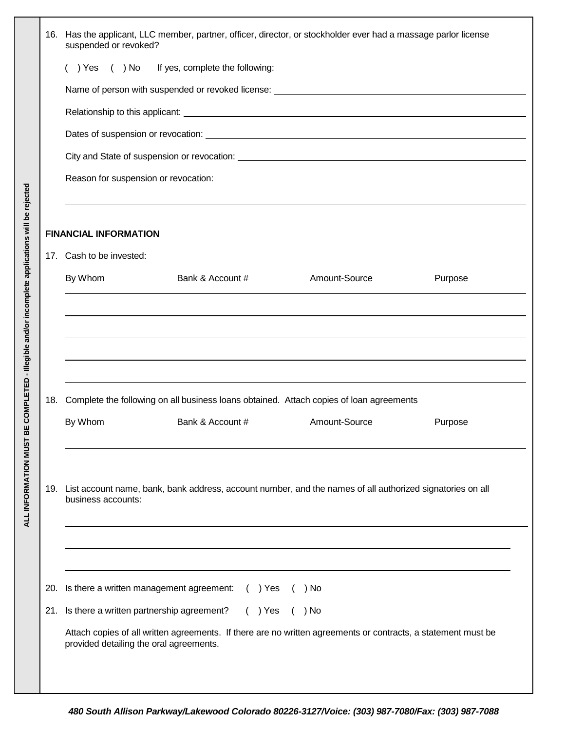ALL INFORMATION MUST BE COMPLETED - Illegible and/or incomplete applications will be rejected

16. Has the applicant, LLC member, partner, officer, director, or stockholder ever had a massage parlor license suspended or revoked?

    ( ) Yes ( ) No If yes, complete the following:

    Name of person with suspended or revoked license: ______________________

    Relationship to this applicant: ______________________

    Dates of suspension or revocation: ______________________

    City and State of suspension or revocation: ______________________

    Reason for suspension or revocation: ______________________

    ______________________

**FINANCIAL INFORMATION**

17. Cash to be invested:

| By Whom | Bank & Account # | Amount-Source | Purpose |
|---|---|---|---|
| | | | |
| | | | |
| | | | |
| | | | |
| | | | |

18. Complete the following on all business loans obtained. Attach copies of loan agreements

| By Whom | Bank & Account # | Amount-Source | Purpose |
|---|---|---|---|
| | | | |
| | | | |

19. List account name, bank, bank address, account number, and the names of all authorized signatories on all business accounts:

    ______________________

    ______________________

    ______________________

20. Is there a written management agreement: ( ) Yes ( ) No

21. Is there a written partnership agreement? ( ) Yes ( ) No

    Attach copies of all written agreements. If there are no written agreements or contracts, a statement must be provided detailing the oral agreements.

*480 South Allison Parkway/Lakewood Colorado 80226-3127/Voice: (303) 987-7080/Fax: (303) 987-7088*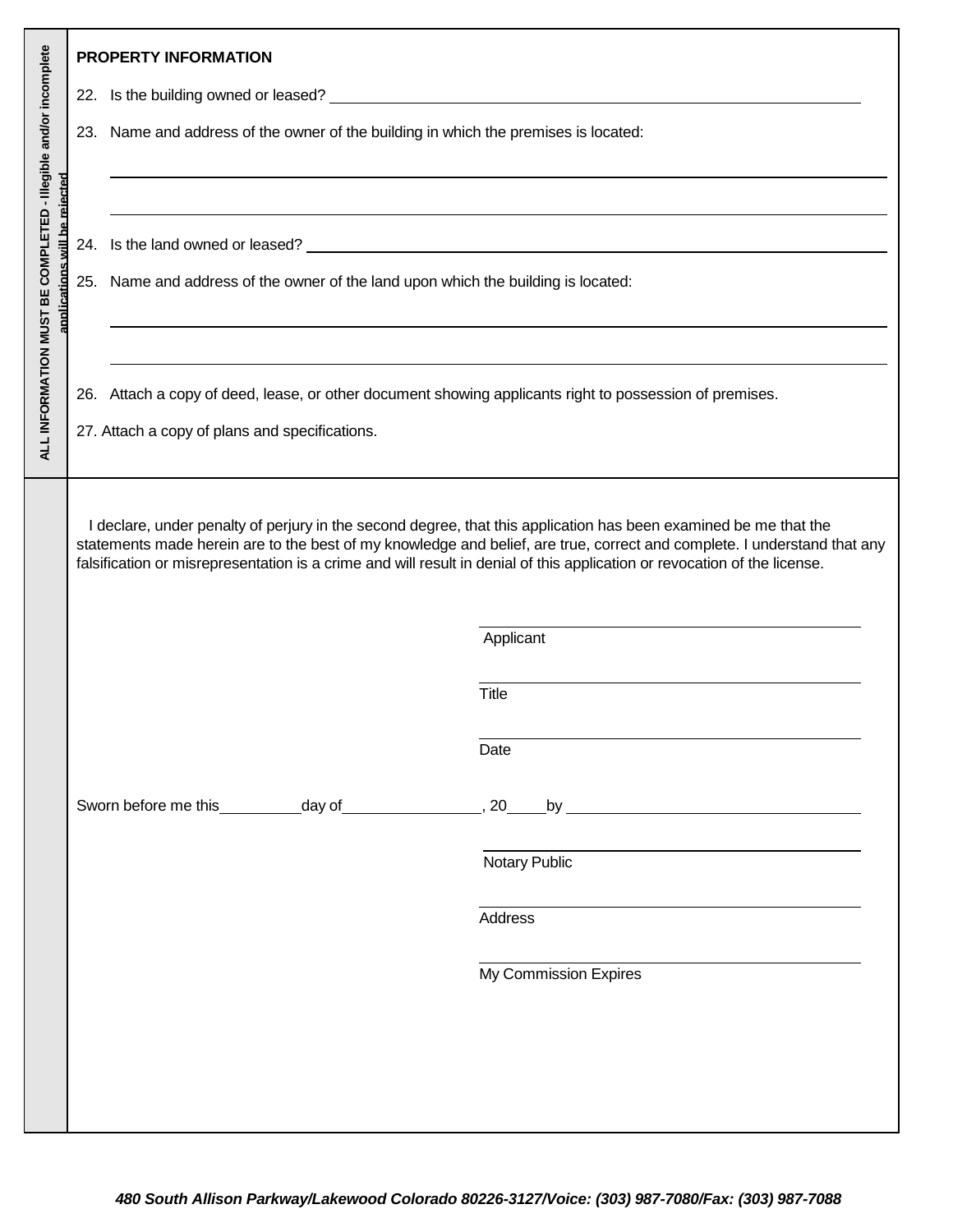ALL INFORMATION MUST BE COMPLETED - Illegible and/or incomplete applications will be rejected

**PROPERTY INFORMATION**

22. Is the building owned or leased? ____________________

23. Name and address of the owner of the building in which the premises is located:

____________________

____________________

24. Is the land owned or leased? ____________________

25. Name and address of the owner of the land upon which the building is located:

____________________

____________________

26. Attach a copy of deed, lease, or other document showing applicants right to possession of premises.

27. Attach a copy of plans and specifications.

I declare, under penalty of perjury in the second degree, that this application has been examined be me that the statements made herein are to the best of my knowledge and belief, are true, correct and complete. I understand that any falsification or misrepresentation is a crime and will result in denial of this application or revocation of the license.

____________________
Applicant

____________________
Title

____________________
Date

Sworn before me this__________day of________________, 20_____by ____________________

____________________
Notary Public

____________________
Address

____________________
My Commission Expires

*480 South Allison Parkway/Lakewood Colorado 80226-3127/Voice: (303) 987-7080/Fax: (303) 987-7088*